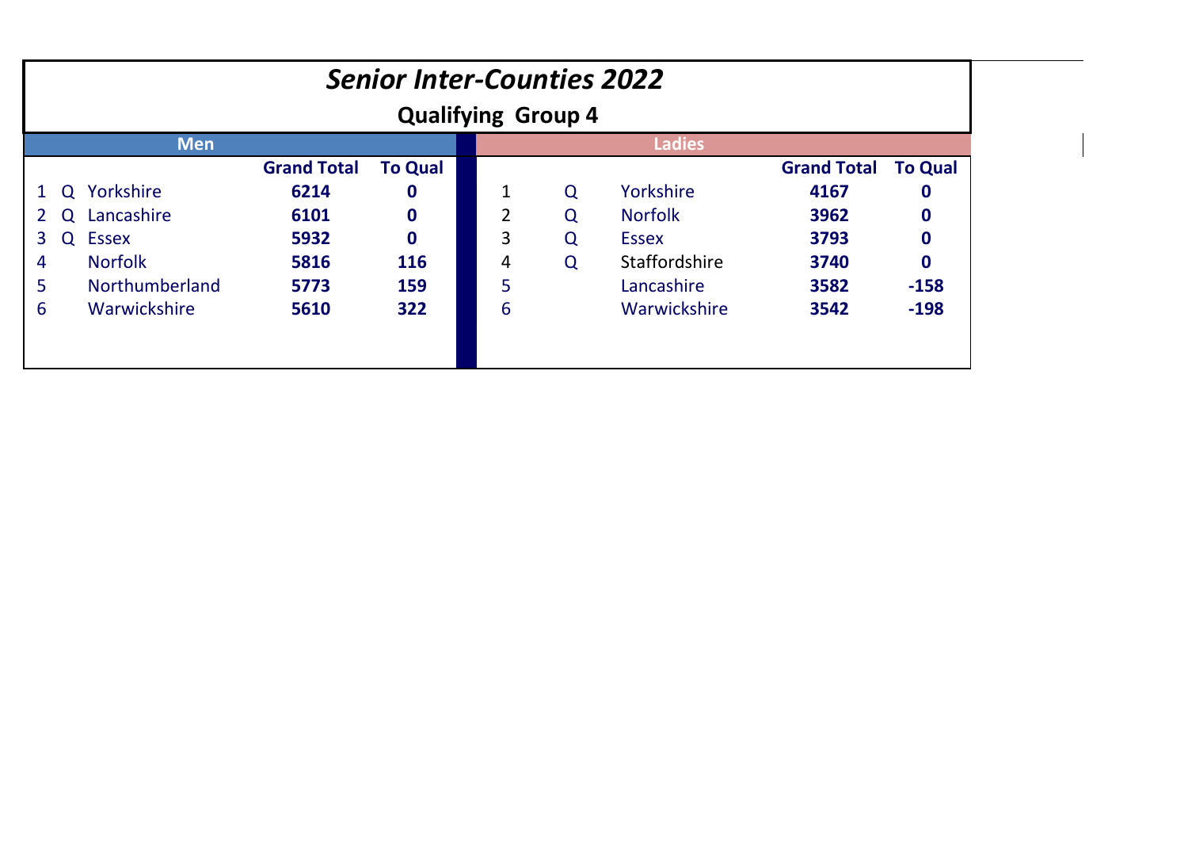# *Senior Inter-Counties 2022*

## Qualifying Group 4

### Men

| | | | Grand Total | To Qual |
|---|---|---|---|---|
| 1 | Q | Yorkshire | **6214** | **0** |
| 2 | Q | Lancashire | **6101** | **0** |
| 3 | Q | Essex | **5932** | **0** |
| 4 | | Norfolk | **5816** | **116** |
| 5 | | Northumberland | **5773** | **159** |
| 6 | | Warwickshire | **5610** | **322** |

### Ladies

| | | | Grand Total | To Qual |
|---|---|---|---|---|
| 1 | Q | Yorkshire | **4167** | **0** |
| 2 | Q | Norfolk | **3962** | **0** |
| 3 | Q | Essex | **3793** | **0** |
| 4 | Q | Staffordshire | **3740** | **0** |
| 5 | | Lancashire | **3582** | **-158** |
| 6 | | Warwickshire | **3542** | **-198** |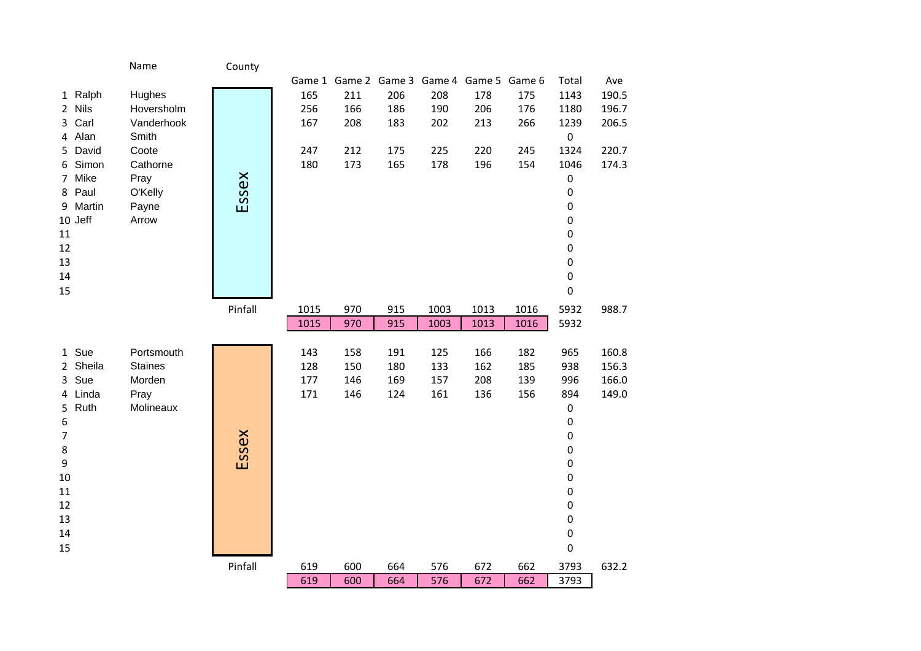| | | Name | County | Game 1 | Game 2 | Game 3 | Game 4 | Game 5 | Game 6 | Total | Ave |
|---|---|---|---|---|---|---|---|---|---|---|---|
| 1 | Ralph | Hughes | Essex | 165 | 211 | 206 | 208 | 178 | 175 | 1143 | 190.5 |
| 2 | Nils | Hoversholm | | 256 | 166 | 186 | 190 | 206 | 176 | 1180 | 196.7 |
| 3 | Carl | Vanderhook | | 167 | 208 | 183 | 202 | 213 | 266 | 1239 | 206.5 |
| 4 | Alan | Smith | | | | | | | | 0 | |
| 5 | David | Coote | | 247 | 212 | 175 | 225 | 220 | 245 | 1324 | 220.7 |
| 6 | Simon | Cathorne | | 180 | 173 | 165 | 178 | 196 | 154 | 1046 | 174.3 |
| 7 | Mike | Pray | | | | | | | | 0 | |
| 8 | Paul | O'Kelly | | | | | | | | 0 | |
| 9 | Martin | Payne | | | | | | | | 0 | |
| 10 | Jeff | Arrow | | | | | | | | 0 | |
| 11 | | | | | | | | | | 0 | |
| 12 | | | | | | | | | | 0 | |
| 13 | | | | | | | | | | 0 | |
| 14 | | | | | | | | | | 0 | |
| 15 | | | | | | | | | | 0 | |
| | | | Pinfall | 1015 | 970 | 915 | 1003 | 1013 | 1016 | 5932 | 988.7 |
| | | | | 1015 | 970 | 915 | 1003 | 1013 | 1016 | 5932 | |

| | | Name | County | Game 1 | Game 2 | Game 3 | Game 4 | Game 5 | Game 6 | Total | Ave |
|---|---|---|---|---|---|---|---|---|---|---|---|
| 1 | Sue | Portsmouth | Essex | 143 | 158 | 191 | 125 | 166 | 182 | 965 | 160.8 |
| 2 | Sheila | Staines | | 128 | 150 | 180 | 133 | 162 | 185 | 938 | 156.3 |
| 3 | Sue | Morden | | 177 | 146 | 169 | 157 | 208 | 139 | 996 | 166.0 |
| 4 | Linda | Pray | | 171 | 146 | 124 | 161 | 136 | 156 | 894 | 149.0 |
| 5 | Ruth | Molineaux | | | | | | | | 0 | |
| 6 | | | | | | | | | | 0 | |
| 7 | | | | | | | | | | 0 | |
| 8 | | | | | | | | | | 0 | |
| 9 | | | | | | | | | | 0 | |
| 10 | | | | | | | | | | 0 | |
| 11 | | | | | | | | | | 0 | |
| 12 | | | | | | | | | | 0 | |
| 13 | | | | | | | | | | 0 | |
| 14 | | | | | | | | | | 0 | |
| 15 | | | | | | | | | | 0 | |
| | | | Pinfall | 619 | 600 | 664 | 576 | 672 | 662 | 3793 | 632.2 |
| | | | | 619 | 600 | 664 | 576 | 672 | 662 | 3793 | |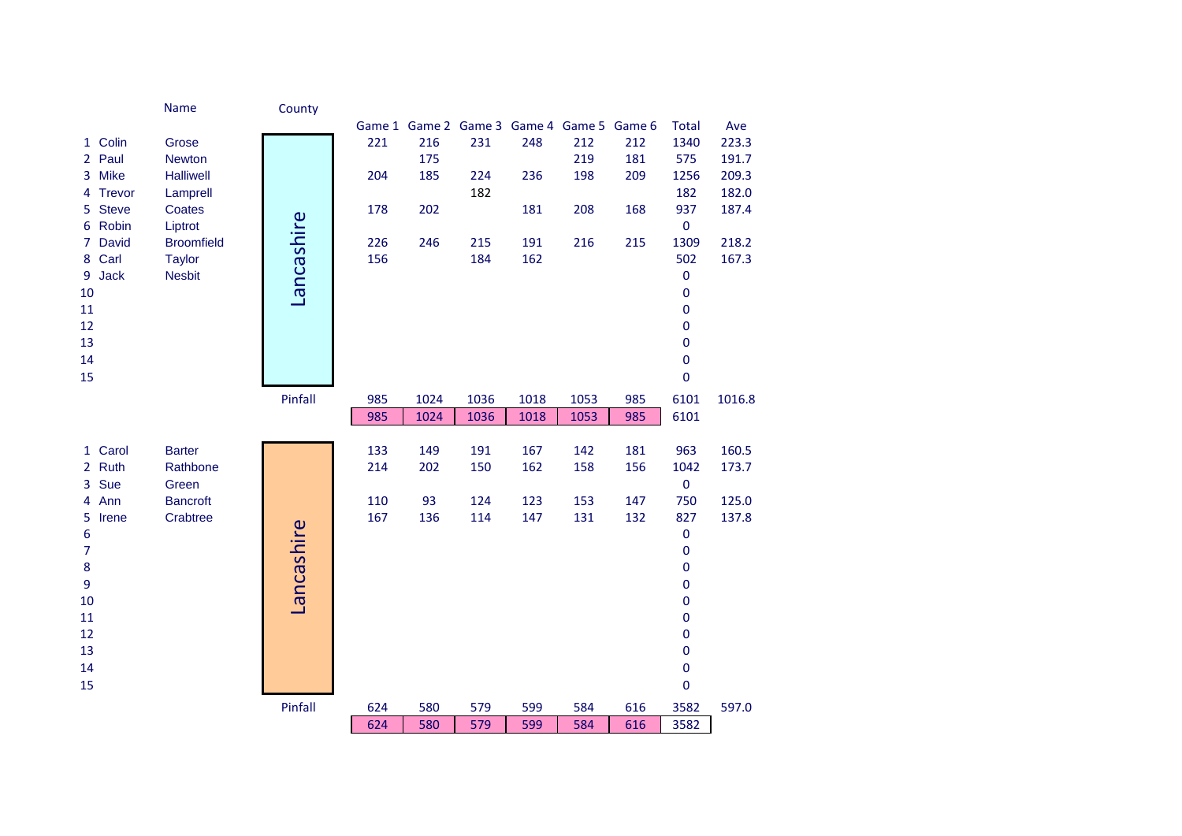| | | Name | County | Game 1 | Game 2 | Game 3 | Game 4 | Game 5 | Game 6 | Total | Ave |
|---|---|---|---|---|---|---|---|---|---|---|---|
| 1 | Colin | Grose | Lancashire | 221 | 216 | 231 | 248 | 212 | 212 | 1340 | 223.3 |
| 2 | Paul | Newton | | | 175 | | | 219 | 181 | 575 | 191.7 |
| 3 | Mike | Halliwell | | 204 | 185 | 224 | 236 | 198 | 209 | 1256 | 209.3 |
| 4 | Trevor | Lamprell | | | | 182 | | | | 182 | 182.0 |
| 5 | Steve | Coates | | 178 | 202 | | 181 | 208 | 168 | 937 | 187.4 |
| 6 | Robin | Liptrot | | | | | | | | 0 | |
| 7 | David | Broomfield | | 226 | 246 | 215 | 191 | 216 | 215 | 1309 | 218.2 |
| 8 | Carl | Taylor | | 156 | | 184 | 162 | | | 502 | 167.3 |
| 9 | Jack | Nesbit | | | | | | | | 0 | |
| 10 | | | | | | | | | | 0 | |
| 11 | | | | | | | | | | 0 | |
| 12 | | | | | | | | | | 0 | |
| 13 | | | | | | | | | | 0 | |
| 14 | | | | | | | | | | 0 | |
| 15 | | | | | | | | | | 0 | |
| | | | Pinfall | 985 | 1024 | 1036 | 1018 | 1053 | 985 | 6101 | 1016.8 |
| | | | | 985 | 1024 | 1036 | 1018 | 1053 | 985 | 6101 | |

| | | Name | County | Game 1 | Game 2 | Game 3 | Game 4 | Game 5 | Game 6 | Total | Ave |
|---|---|---|---|---|---|---|---|---|---|---|---|
| 1 | Carol | Barter | Lancashire | 133 | 149 | 191 | 167 | 142 | 181 | 963 | 160.5 |
| 2 | Ruth | Rathbone | | 214 | 202 | 150 | 162 | 158 | 156 | 1042 | 173.7 |
| 3 | Sue | Green | | | | | | | | 0 | |
| 4 | Ann | Bancroft | | 110 | 93 | 124 | 123 | 153 | 147 | 750 | 125.0 |
| 5 | Irene | Crabtree | | 167 | 136 | 114 | 147 | 131 | 132 | 827 | 137.8 |
| 6 | | | | | | | | | | 0 | |
| 7 | | | | | | | | | | 0 | |
| 8 | | | | | | | | | | 0 | |
| 9 | | | | | | | | | | 0 | |
| 10 | | | | | | | | | | 0 | |
| 11 | | | | | | | | | | 0 | |
| 12 | | | | | | | | | | 0 | |
| 13 | | | | | | | | | | 0 | |
| 14 | | | | | | | | | | 0 | |
| 15 | | | | | | | | | | 0 | |
| | | | Pinfall | 624 | 580 | 579 | 599 | 584 | 616 | 3582 | 597.0 |
| | | | | 624 | 580 | 579 | 599 | 584 | 616 | 3582 | |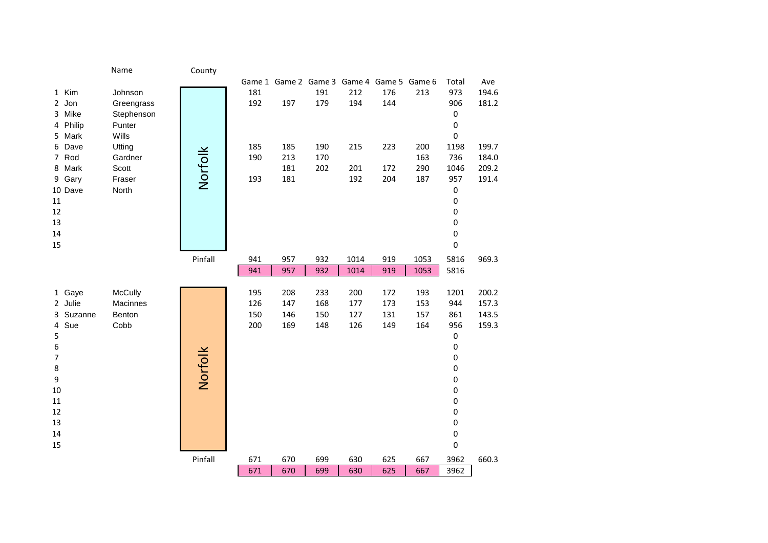| # | First | Name | County | Game 1 | Game 2 | Game 3 | Game 4 | Game 5 | Game 6 | Total | Ave |
|---|---|---|---|---|---|---|---|---|---|---|---|
| 1 | Kim | Johnson | Norfolk | 181 | | 191 | 212 | 176 | 213 | 973 | 194.6 |
| 2 | Jon | Greengrass | | 192 | 197 | 179 | 194 | 144 | | 906 | 181.2 |
| 3 | Mike | Stephenson | | | | | | | | 0 | |
| 4 | Philip | Punter | | | | | | | | 0 | |
| 5 | Mark | Wills | | | | | | | | 0 | |
| 6 | Dave | Utting | | 185 | 185 | 190 | 215 | 223 | 200 | 1198 | 199.7 |
| 7 | Rod | Gardner | | 190 | 213 | 170 | | | 163 | 736 | 184.0 |
| 8 | Mark | Scott | | | 181 | 202 | 201 | 172 | 290 | 1046 | 209.2 |
| 9 | Gary | Fraser | | 193 | 181 | | 192 | 204 | 187 | 957 | 191.4 |
| 10 | Dave | North | | | | | | | | 0 | |
| 11 | | | | | | | | | | 0 | |
| 12 | | | | | | | | | | 0 | |
| 13 | | | | | | | | | | 0 | |
| 14 | | | | | | | | | | 0 | |
| 15 | | | | | | | | | | 0 | |
| | | | Pinfall | 941 | 957 | 932 | 1014 | 919 | 1053 | 5816 | 969.3 |
| | | | | 941 | 957 | 932 | 1014 | 919 | 1053 | 5816 | |

| # | First | Name | County | Game 1 | Game 2 | Game 3 | Game 4 | Game 5 | Game 6 | Total | Ave |
|---|---|---|---|---|---|---|---|---|---|---|---|
| 1 | Gaye | McCully | Norfolk | 195 | 208 | 233 | 200 | 172 | 193 | 1201 | 200.2 |
| 2 | Julie | Macinnes | | 126 | 147 | 168 | 177 | 173 | 153 | 944 | 157.3 |
| 3 | Suzanne | Benton | | 150 | 146 | 150 | 127 | 131 | 157 | 861 | 143.5 |
| 4 | Sue | Cobb | | 200 | 169 | 148 | 126 | 149 | 164 | 956 | 159.3 |
| 5 | | | | | | | | | | 0 | |
| 6 | | | | | | | | | | 0 | |
| 7 | | | | | | | | | | 0 | |
| 8 | | | | | | | | | | 0 | |
| 9 | | | | | | | | | | 0 | |
| 10 | | | | | | | | | | 0 | |
| 11 | | | | | | | | | | 0 | |
| 12 | | | | | | | | | | 0 | |
| 13 | | | | | | | | | | 0 | |
| 14 | | | | | | | | | | 0 | |
| 15 | | | | | | | | | | 0 | |
| | | | Pinfall | 671 | 670 | 699 | 630 | 625 | 667 | 3962 | 660.3 |
| | | | | 671 | 670 | 699 | 630 | 625 | 667 | 3962 | |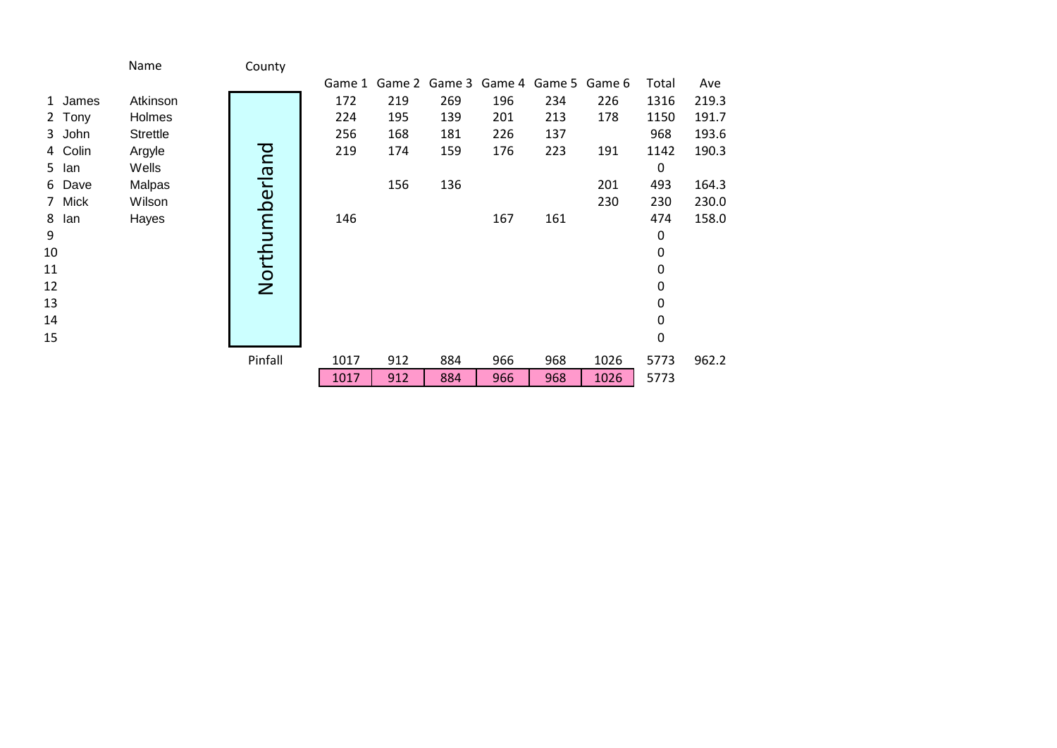| | | Name | County | Game 1 | Game 2 | Game 3 | Game 4 | Game 5 | Game 6 | Total | Ave |
|---|---|---|---|---|---|---|---|---|---|---|---|
| 1 | James | Atkinson | Northumberland | 172 | 219 | 269 | 196 | 234 | 226 | 1316 | 219.3 |
| 2 | Tony | Holmes | | 224 | 195 | 139 | 201 | 213 | 178 | 1150 | 191.7 |
| 3 | John | Strettle | | 256 | 168 | 181 | 226 | 137 | | 968 | 193.6 |
| 4 | Colin | Argyle | | 219 | 174 | 159 | 176 | 223 | 191 | 1142 | 190.3 |
| 5 | Ian | Wells | | | | | | | | 0 | |
| 6 | Dave | Malpas | | | 156 | 136 | | | 201 | 493 | 164.3 |
| 7 | Mick | Wilson | | | | | | | 230 | 230 | 230.0 |
| 8 | Ian | Hayes | | 146 | | | 167 | 161 | | 474 | 158.0 |
| 9 | | | | | | | | | | 0 | |
| 10 | | | | | | | | | | 0 | |
| 11 | | | | | | | | | | 0 | |
| 12 | | | | | | | | | | 0 | |
| 13 | | | | | | | | | | 0 | |
| 14 | | | | | | | | | | 0 | |
| 15 | | | | | | | | | | 0 | |
| | | | Pinfall | 1017 | 912 | 884 | 966 | 968 | 1026 | 5773 | 962.2 |
| | | | | 1017 | 912 | 884 | 966 | 968 | 1026 | 5773 | |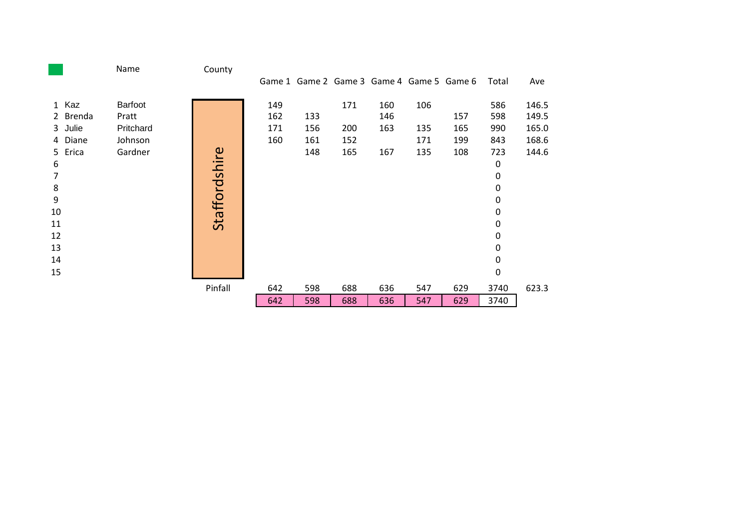| # | First Name | Name | County | Game 1 | Game 2 | Game 3 | Game 4 | Game 5 | Game 6 | Total | Ave |
|---|---|---|---|---|---|---|---|---|---|---|---|
| 1 | Kaz | Barfoot | Staffordshire | 149 | | 171 | 160 | 106 | | 586 | 146.5 |
| 2 | Brenda | Pratt | | 162 | 133 | | 146 | | 157 | 598 | 149.5 |
| 3 | Julie | Pritchard | | 171 | 156 | 200 | 163 | 135 | 165 | 990 | 165.0 |
| 4 | Diane | Johnson | | 160 | 161 | 152 | | 171 | 199 | 843 | 168.6 |
| 5 | Erica | Gardner | | | 148 | 165 | 167 | 135 | 108 | 723 | 144.6 |
| 6 | | | | | | | | | | 0 | |
| 7 | | | | | | | | | | 0 | |
| 8 | | | | | | | | | | 0 | |
| 9 | | | | | | | | | | 0 | |
| 10 | | | | | | | | | | 0 | |
| 11 | | | | | | | | | | 0 | |
| 12 | | | | | | | | | | 0 | |
| 13 | | | | | | | | | | 0 | |
| 14 | | | | | | | | | | 0 | |
| 15 | | | | | | | | | | 0 | |
| | | | Pinfall | 642 | 598 | 688 | 636 | 547 | 629 | 3740 | 623.3 |
| | | | | 642 | 598 | 688 | 636 | 547 | 629 | 3740 | |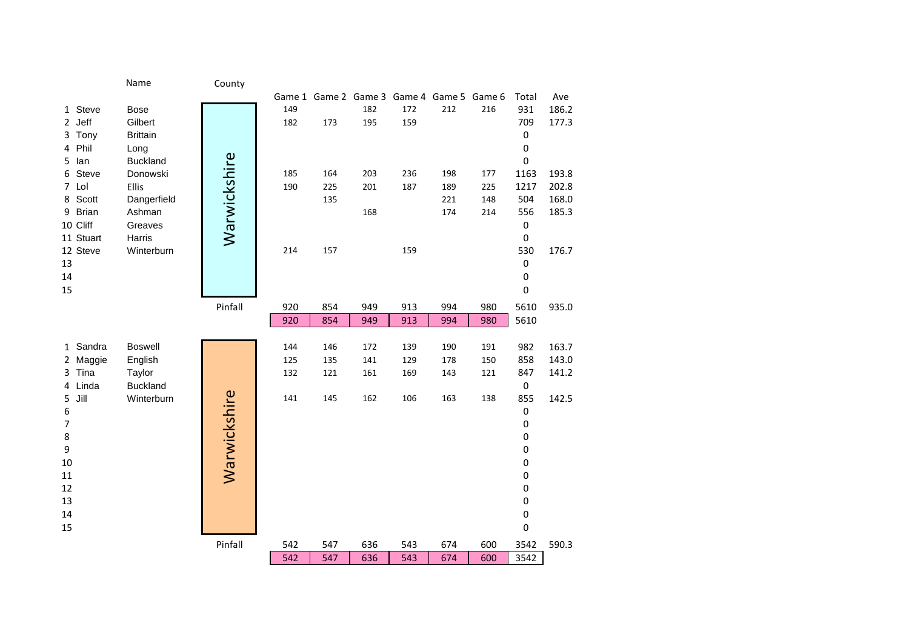| | | Name | County | Game 1 | Game 2 | Game 3 | Game 4 | Game 5 | Game 6 | Total | Ave |
|---|---|---|---|---|---|---|---|---|---|---|---|
| 1 | Steve | Bose | Warwickshire | 149 | | 182 | 172 | 212 | 216 | 931 | 186.2 |
| 2 | Jeff | Gilbert | | 182 | 173 | 195 | 159 | | | 709 | 177.3 |
| 3 | Tony | Brittain | | | | | | | | 0 | |
| 4 | Phil | Long | | | | | | | | 0 | |
| 5 | Ian | Buckland | | | | | | | | 0 | |
| 6 | Steve | Donowski | | 185 | 164 | 203 | 236 | 198 | 177 | 1163 | 193.8 |
| 7 | Lol | Ellis | | 190 | 225 | 201 | 187 | 189 | 225 | 1217 | 202.8 |
| 8 | Scott | Dangerfield | | | 135 | | | 221 | 148 | 504 | 168.0 |
| 9 | Brian | Ashman | | | | 168 | | 174 | 214 | 556 | 185.3 |
| 10 | Cliff | Greaves | | | | | | | | 0 | |
| 11 | Stuart | Harris | | | | | | | | 0 | |
| 12 | Steve | Winterburn | | 214 | 157 | | 159 | | | 530 | 176.7 |
| 13 | | | | | | | | | | 0 | |
| 14 | | | | | | | | | | 0 | |
| 15 | | | | | | | | | | 0 | |
| | | | Pinfall | 920 | 854 | 949 | 913 | 994 | 980 | 5610 | 935.0 |
| | | | | 920 | 854 | 949 | 913 | 994 | 980 | 5610 | |

| | | Name | County | Game 1 | Game 2 | Game 3 | Game 4 | Game 5 | Game 6 | Total | Ave |
|---|---|---|---|---|---|---|---|---|---|---|---|
| 1 | Sandra | Boswell | Warwickshire | 144 | 146 | 172 | 139 | 190 | 191 | 982 | 163.7 |
| 2 | Maggie | English | | 125 | 135 | 141 | 129 | 178 | 150 | 858 | 143.0 |
| 3 | Tina | Taylor | | 132 | 121 | 161 | 169 | 143 | 121 | 847 | 141.2 |
| 4 | Linda | Buckland | | | | | | | | 0 | |
| 5 | Jill | Winterburn | | 141 | 145 | 162 | 106 | 163 | 138 | 855 | 142.5 |
| 6 | | | | | | | | | | 0 | |
| 7 | | | | | | | | | | 0 | |
| 8 | | | | | | | | | | 0 | |
| 9 | | | | | | | | | | 0 | |
| 10 | | | | | | | | | | 0 | |
| 11 | | | | | | | | | | 0 | |
| 12 | | | | | | | | | | 0 | |
| 13 | | | | | | | | | | 0 | |
| 14 | | | | | | | | | | 0 | |
| 15 | | | | | | | | | | 0 | |
| | | | Pinfall | 542 | 547 | 636 | 543 | 674 | 600 | 3542 | 590.3 |
| | | | | 542 | 547 | 636 | 543 | 674 | 600 | 3542 | |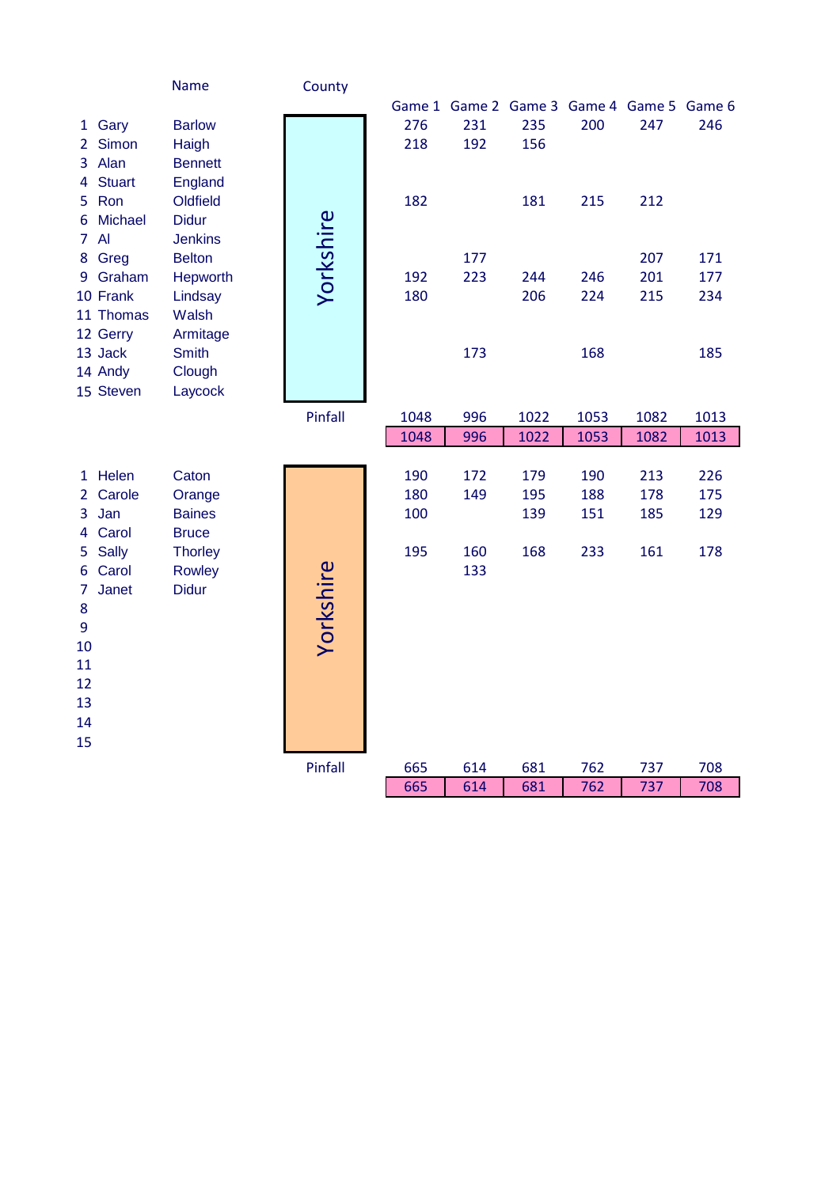| | | Name | County | Game 1 | Game 2 | Game 3 | Game 4 | Game 5 | Game 6 |
|---|---|---|---|---|---|---|---|---|---|
| 1 | Gary | Barlow | Yorkshire | 276 | 231 | 235 | 200 | 247 | 246 |
| 2 | Simon | Haigh | | 218 | 192 | 156 | | | |
| 3 | Alan | Bennett | | | | | | | |
| 4 | Stuart | England | | | | | | | |
| 5 | Ron | Oldfield | | 182 | | 181 | 215 | 212 | |
| 6 | Michael | Didur | | | | | | | |
| 7 | Al | Jenkins | | | | | | | |
| 8 | Greg | Belton | | | 177 | | | 207 | 171 |
| 9 | Graham | Hepworth | | 192 | 223 | 244 | 246 | 201 | 177 |
| 10 | Frank | Lindsay | | 180 | | 206 | 224 | 215 | 234 |
| 11 | Thomas | Walsh | | | | | | | |
| 12 | Gerry | Armitage | | | | | | | |
| 13 | Jack | Smith | | | 173 | | 168 | | 185 |
| 14 | Andy | Clough | | | | | | | |
| 15 | Steven | Laycock | | | | | | | |
| | | | Pinfall | 1048 | 996 | 1022 | 1053 | 1082 | 1013 |
| | | | | 1048 | 996 | 1022 | 1053 | 1082 | 1013 |

| | | Name | County | Game 1 | Game 2 | Game 3 | Game 4 | Game 5 | Game 6 |
|---|---|---|---|---|---|---|---|---|---|
| 1 | Helen | Caton | Yorkshire | 190 | 172 | 179 | 190 | 213 | 226 |
| 2 | Carole | Orange | | 180 | 149 | 195 | 188 | 178 | 175 |
| 3 | Jan | Baines | | 100 | | 139 | 151 | 185 | 129 |
| 4 | Carol | Bruce | | | | | | | |
| 5 | Sally | Thorley | | 195 | 160 | 168 | 233 | 161 | 178 |
| 6 | Carol | Rowley | | | 133 | | | | |
| 7 | Janet | Didur | | | | | | | |
| 8 | | | | | | | | | |
| 9 | | | | | | | | | |
| 10 | | | | | | | | | |
| 11 | | | | | | | | | |
| 12 | | | | | | | | | |
| 13 | | | | | | | | | |
| 14 | | | | | | | | | |
| 15 | | | | | | | | | |
| | | | Pinfall | 665 | 614 | 681 | 762 | 737 | 708 |
| | | | | 665 | 614 | 681 | 762 | 737 | 708 |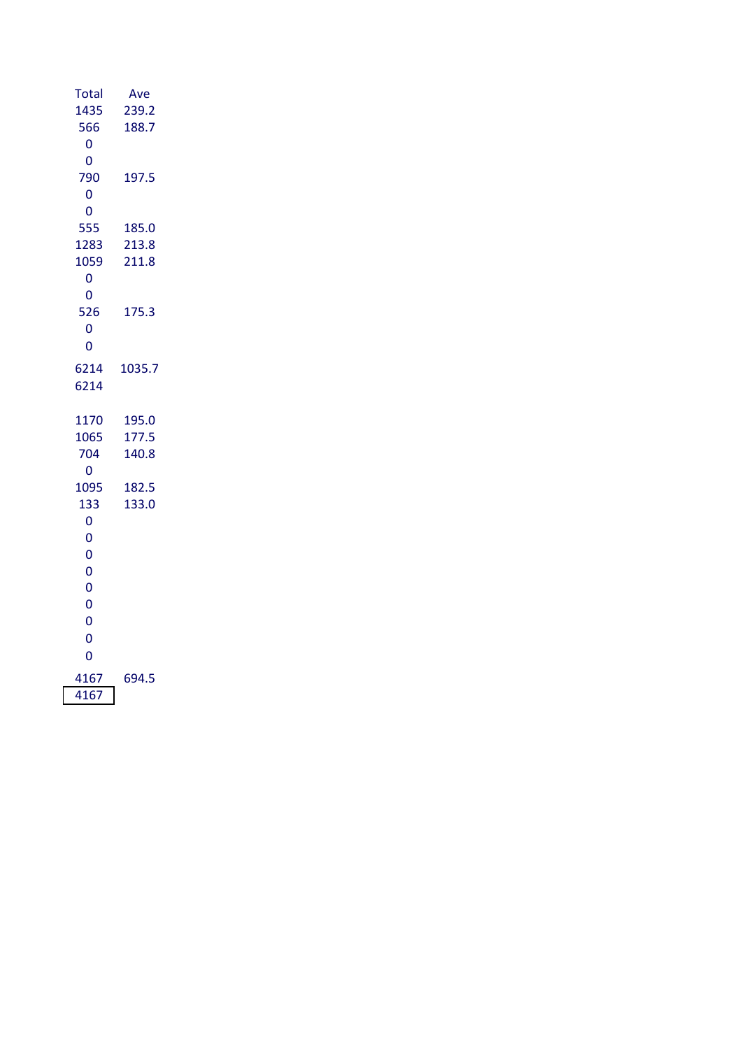| Total | Ave |
|---|---|
| 1435 | 239.2 |
| 566 | 188.7 |
| 0 | |
| 0 | |
| 790 | 197.5 |
| 0 | |
| 0 | |
| 555 | 185.0 |
| 1283 | 213.8 |
| 1059 | 211.8 |
| 0 | |
| 0 | |
| 526 | 175.3 |
| 0 | |
| 0 | |
| 6214 | 1035.7 |
| 6214 | |
| | |
| 1170 | 195.0 |
| 1065 | 177.5 |
| 704 | 140.8 |
| 0 | |
| 1095 | 182.5 |
| 133 | 133.0 |
| 0 | |
| 0 | |
| 0 | |
| 0 | |
| 0 | |
| 0 | |
| 0 | |
| 0 | |
| 0 | |
| 4167 | 694.5 |
| 4167 | |